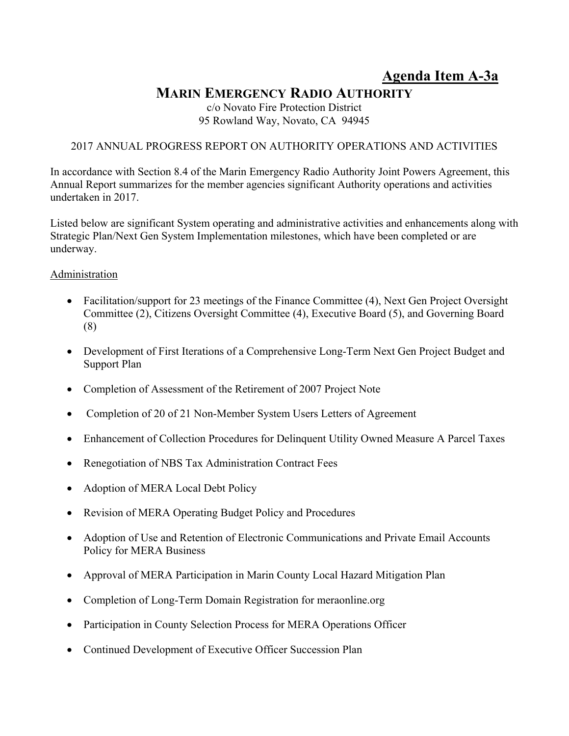**Agenda Item A-3a**

# MARIN EMERGENCY RADIO AUTHORITY

c/o Novato Fire Protection District
95 Rowland Way, Novato, CA 94945

2017 ANNUAL PROGRESS REPORT ON AUTHORITY OPERATIONS AND ACTIVITIES

In accordance with Section 8.4 of the Marin Emergency Radio Authority Joint Powers Agreement, this Annual Report summarizes for the member agencies significant Authority operations and activities undertaken in 2017.

Listed below are significant System operating and administrative activities and enhancements along with Strategic Plan/Next Gen System Implementation milestones, which have been completed or are underway.

Administration

- Facilitation/support for 23 meetings of the Finance Committee (4), Next Gen Project Oversight Committee (2), Citizens Oversight Committee (4), Executive Board (5), and Governing Board (8)
- Development of First Iterations of a Comprehensive Long-Term Next Gen Project Budget and Support Plan
- Completion of Assessment of the Retirement of 2007 Project Note
- Completion of 20 of 21 Non-Member System Users Letters of Agreement
- Enhancement of Collection Procedures for Delinquent Utility Owned Measure A Parcel Taxes
- Renegotiation of NBS Tax Administration Contract Fees
- Adoption of MERA Local Debt Policy
- Revision of MERA Operating Budget Policy and Procedures
- Adoption of Use and Retention of Electronic Communications and Private Email Accounts Policy for MERA Business
- Approval of MERA Participation in Marin County Local Hazard Mitigation Plan
- Completion of Long-Term Domain Registration for meraonline.org
- Participation in County Selection Process for MERA Operations Officer
- Continued Development of Executive Officer Succession Plan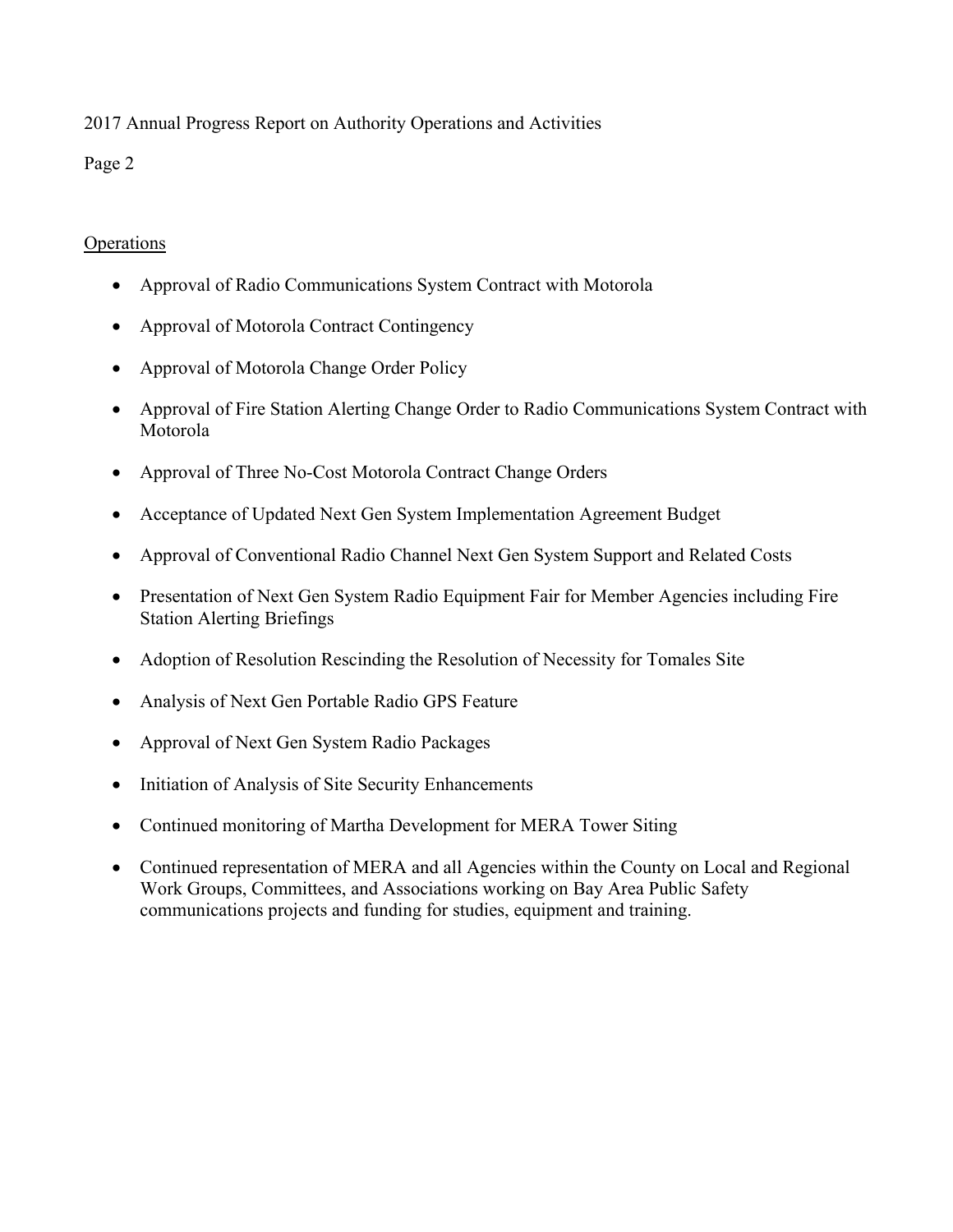Operations

- Approval of Radio Communications System Contract with Motorola
- Approval of Motorola Contract Contingency
- Approval of Motorola Change Order Policy
- Approval of Fire Station Alerting Change Order to Radio Communications System Contract with Motorola
- Approval of Three No-Cost Motorola Contract Change Orders
- Acceptance of Updated Next Gen System Implementation Agreement Budget
- Approval of Conventional Radio Channel Next Gen System Support and Related Costs
- Presentation of Next Gen System Radio Equipment Fair for Member Agencies including Fire Station Alerting Briefings
- Adoption of Resolution Rescinding the Resolution of Necessity for Tomales Site
- Analysis of Next Gen Portable Radio GPS Feature
- Approval of Next Gen System Radio Packages
- Initiation of Analysis of Site Security Enhancements
- Continued monitoring of Martha Development for MERA Tower Siting
- Continued representation of MERA and all Agencies within the County on Local and Regional Work Groups, Committees, and Associations working on Bay Area Public Safety communications projects and funding for studies, equipment and training.